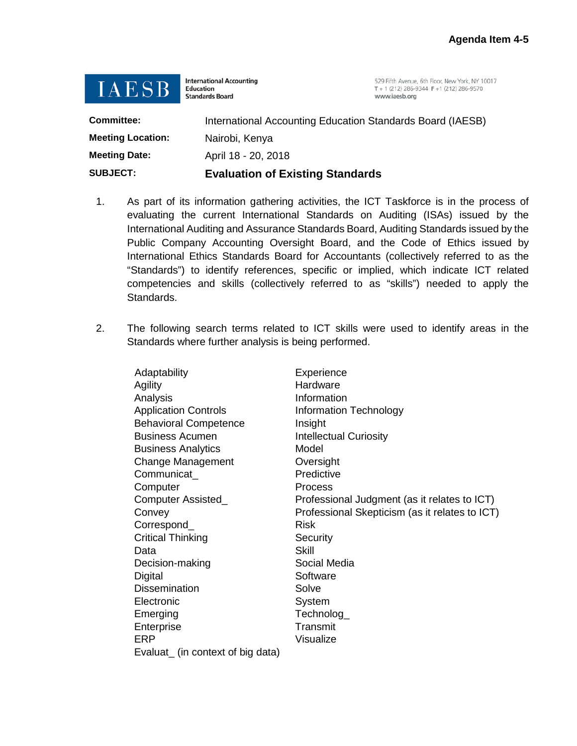**Agenda Item 4-5**

**IAESB** International Accounting Education Standards Board

529 Fifth Avenue, 6th Floor, New York, NY 10017
T + 1 (212) 286-9344 F +1 (212) 286-9570
www.iaesb.org

| | |
|---|---|
| **Committee:** | International Accounting Education Standards Board (IAESB) |
| **Meeting Location:** | Nairobi, Kenya |
| **Meeting Date:** | April 18 - 20, 2018 |
| **SUBJECT:** | **Evaluation of Existing Standards** |

1. As part of its information gathering activities, the ICT Taskforce is in the process of evaluating the current International Standards on Auditing (ISAs) issued by the International Auditing and Assurance Standards Board, Auditing Standards issued by the Public Company Accounting Oversight Board, and the Code of Ethics issued by International Ethics Standards Board for Accountants (collectively referred to as the "Standards") to identify references, specific or implied, which indicate ICT related competencies and skills (collectively referred to as "skills") needed to apply the Standards.

2. The following search terms related to ICT skills were used to identify areas in the Standards where further analysis is being performed.

Adaptability
Agility
Analysis
Application Controls
Behavioral Competence
Business Acumen
Business Analytics
Change Management
Communicat_
Computer
Computer Assisted_
Convey
Correspond_
Critical Thinking
Data
Decision-making
Digital
Dissemination
Electronic
Emerging
Enterprise
ERP
Evaluat_ (in context of big data)
Experience
Hardware
Information
Information Technology
Insight
Intellectual Curiosity
Model
Oversight
Predictive
Process
Professional Judgment (as it relates to ICT)
Professional Skepticism (as it relates to ICT)
Risk
Security
Skill
Social Media
Software
Solve
System
Technolog_
Transmit
Visualize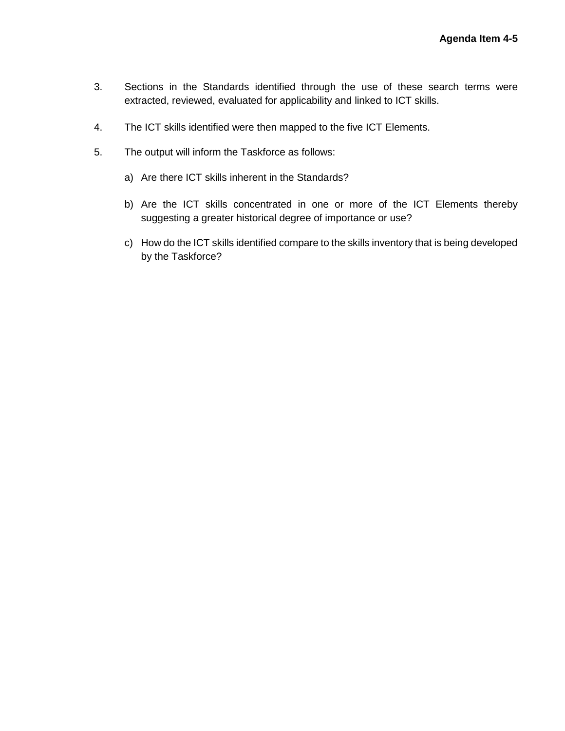3. Sections in the Standards identified through the use of these search terms were extracted, reviewed, evaluated for applicability and linked to ICT skills.

4. The ICT skills identified were then mapped to the five ICT Elements.

5. The output will inform the Taskforce as follows:

   a) Are there ICT skills inherent in the Standards?

   b) Are the ICT skills concentrated in one or more of the ICT Elements thereby suggesting a greater historical degree of importance or use?

   c) How do the ICT skills identified compare to the skills inventory that is being developed by the Taskforce?